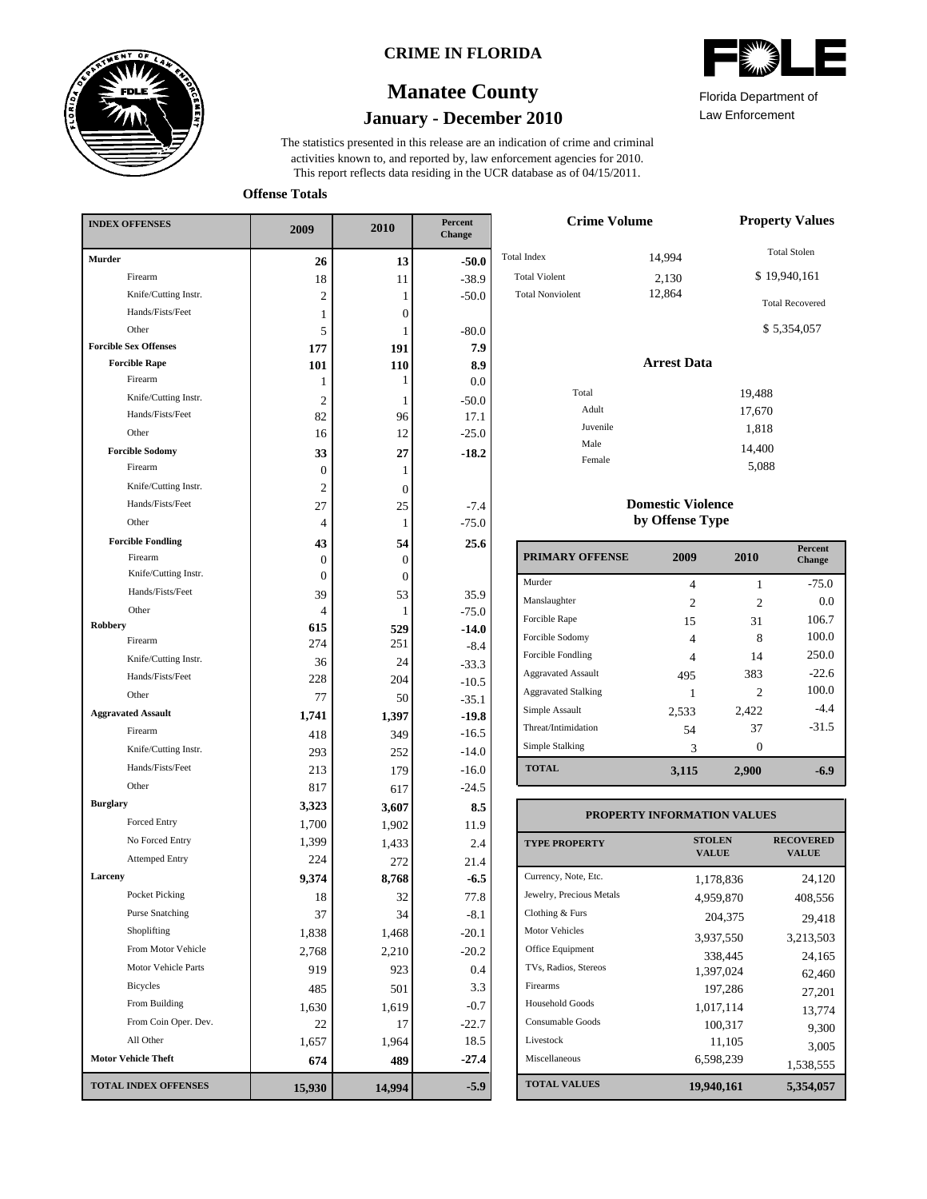# CRIME IN FLORIDA

## Manatee County

### January - December 2010

Florida Department of Law Enforcement

The statistics presented in this release are an indication of crime and criminal activities known to, and reported by, law enforcement agencies for 2010. This report reflects data residing in the UCR database as of 04/15/2011.

**Offense Totals**

| INDEX OFFENSES | 2009 | 2010 | Percent Change |
|---|---|---|---|
| **Murder** | **26** | **13** | **-50.0** |
| Firearm | 18 | 11 | -38.9 |
| Knife/Cutting Instr. | 2 | 1 | -50.0 |
| Hands/Fists/Feet | 1 | 0 | |
| Other | 5 | 1 | -80.0 |
| **Forcible Sex Offenses** | **177** | **191** | **7.9** |
| **Forcible Rape** | **101** | **110** | **8.9** |
| Firearm | 1 | 1 | 0.0 |
| Knife/Cutting Instr. | 2 | 1 | -50.0 |
| Hands/Fists/Feet | 82 | 96 | 17.1 |
| Other | 16 | 12 | -25.0 |
| **Forcible Sodomy** | **33** | **27** | **-18.2** |
| Firearm | 0 | 1 | |
| Knife/Cutting Instr. | 2 | 0 | |
| Hands/Fists/Feet | 27 | 25 | -7.4 |
| Other | 4 | 1 | -75.0 |
| **Forcible Fondling** | **43** | **54** | **25.6** |
| Firearm | 0 | 0 | |
| Knife/Cutting Instr. | 0 | 0 | |
| Hands/Fists/Feet | 39 | 53 | 35.9 |
| Other | 4 | 1 | -75.0 |
| **Robbery** | **615** | **529** | **-14.0** |
| Firearm | 274 | 251 | -8.4 |
| Knife/Cutting Instr. | 36 | 24 | -33.3 |
| Hands/Fists/Feet | 228 | 204 | -10.5 |
| Other | 77 | 50 | -35.1 |
| **Aggravated Assault** | **1,741** | **1,397** | **-19.8** |
| Firearm | 418 | 349 | -16.5 |
| Knife/Cutting Instr. | 293 | 252 | -14.0 |
| Hands/Fists/Feet | 213 | 179 | -16.0 |
| Other | 817 | 617 | -24.5 |
| **Burglary** | **3,323** | **3,607** | **8.5** |
| Forced Entry | 1,700 | 1,902 | 11.9 |
| No Forced Entry | 1,399 | 1,433 | 2.4 |
| Attemped Entry | 224 | 272 | 21.4 |
| **Larceny** | **9,374** | **8,768** | **-6.5** |
| Pocket Picking | 18 | 32 | 77.8 |
| Purse Snatching | 37 | 34 | -8.1 |
| Shoplifting | 1,838 | 1,468 | -20.1 |
| From Motor Vehicle | 2,768 | 2,210 | -20.2 |
| Motor Vehicle Parts | 919 | 923 | 0.4 |
| Bicycles | 485 | 501 | 3.3 |
| From Building | 1,630 | 1,619 | -0.7 |
| From Coin Oper. Dev. | 22 | 17 | -22.7 |
| All Other | 1,657 | 1,964 | 18.5 |
| **Motor Vehicle Theft** | **674** | **489** | **-27.4** |
| **TOTAL INDEX OFFENSES** | **15,930** | **14,994** | **-5.9** |

**Crime Volume**

| | |
|---|---|
| Total Index | 14,994 |
| Total Violent | 2,130 |
| Total Nonviolent | 12,864 |

**Property Values**

| | |
|---|---|
| Total Stolen | $ 19,940,161 |
| Total Recovered | $ 5,354,057 |

**Arrest Data**

| | |
|---|---|
| Total | 19,488 |
| Adult | 17,670 |
| Juvenile | 1,818 |
| Male | 14,400 |
| Female | 5,088 |

**Domestic Violence by Offense Type**

| PRIMARY OFFENSE | 2009 | 2010 | Percent Change |
|---|---|---|---|
| Murder | 4 | 1 | -75.0 |
| Manslaughter | 2 | 2 | 0.0 |
| Forcible Rape | 15 | 31 | 106.7 |
| Forcible Sodomy | 4 | 8 | 100.0 |
| Forcible Fondling | 4 | 14 | 250.0 |
| Aggravated Assault | 495 | 383 | -22.6 |
| Aggravated Stalking | 1 | 2 | 100.0 |
| Simple Assault | 2,533 | 2,422 | -4.4 |
| Threat/Intimidation | 54 | 37 | -31.5 |
| Simple Stalking | 3 | 0 | |
| **TOTAL** | **3,115** | **2,900** | **-6.9** |

**PROPERTY INFORMATION VALUES**

| TYPE PROPERTY | STOLEN VALUE | RECOVERED VALUE |
|---|---|---|
| Currency, Note, Etc. | 1,178,836 | 24,120 |
| Jewelry, Precious Metals | 4,959,870 | 408,556 |
| Clothing & Furs | 204,375 | 29,418 |
| Motor Vehicles | 3,937,550 | 3,213,503 |
| Office Equipment | 338,445 | 24,165 |
| TVs, Radios, Stereos | 1,397,024 | 62,460 |
| Firearms | 197,286 | 27,201 |
| Household Goods | 1,017,114 | 13,774 |
| Consumable Goods | 100,317 | 9,300 |
| Livestock | 11,105 | 3,005 |
| Miscellaneous | 6,598,239 | 1,538,555 |
| **TOTAL VALUES** | **19,940,161** | **5,354,057** |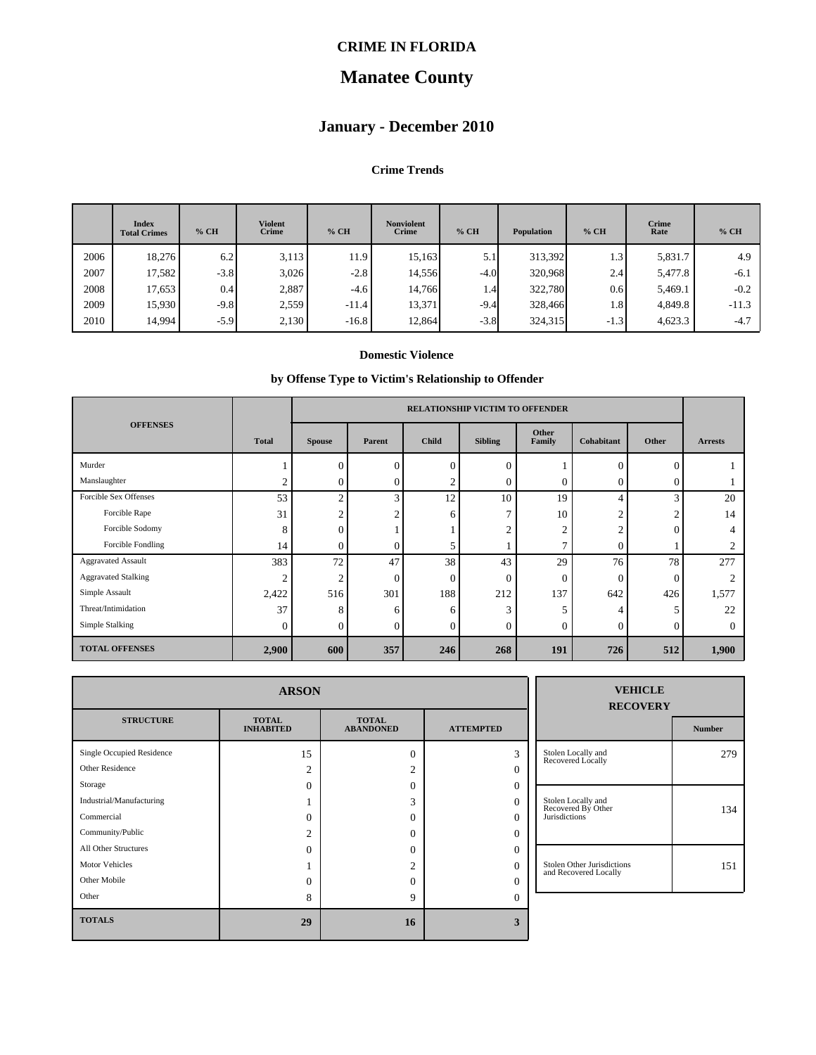**CRIME IN FLORIDA**

# Manatee County

## January - December 2010

### Crime Trends

| | Index Total Crimes | % CH | Violent Crime | % CH | Nonviolent Crime | % CH | Population | % CH | Crime Rate | % CH |
|---|---|---|---|---|---|---|---|---|---|---|
| 2006 | 18,276 | 6.2 | 3,113 | 11.9 | 15,163 | 5.1 | 313,392 | 1.3 | 5,831.7 | 4.9 |
| 2007 | 17,582 | -3.8 | 3,026 | -2.8 | 14,556 | -4.0 | 320,968 | 2.4 | 5,477.8 | -6.1 |
| 2008 | 17,653 | 0.4 | 2,887 | -4.6 | 14,766 | 1.4 | 322,780 | 0.6 | 5,469.1 | -0.2 |
| 2009 | 15,930 | -9.8 | 2,559 | -11.4 | 13,371 | -9.4 | 328,466 | 1.8 | 4,849.8 | -11.3 |
| 2010 | 14,994 | -5.9 | 2,130 | -16.8 | 12,864 | -3.8 | 324,315 | -1.3 | 4,623.3 | -4.7 |

### Domestic Violence

### by Offense Type to Victim's Relationship to Offender

| OFFENSES | Total | RELATIONSHIP VICTIM TO OFFENDER | | | | | | | Arrests |
|---|---|---|---|---|---|---|---|---|---|
| | | Spouse | Parent | Child | Sibling | Other Family | Cohabitant | Other | |
| Murder | 1 | 0 | 0 | 0 | 0 | 1 | 0 | 0 | 1 |
| Manslaughter | 2 | 0 | 0 | 2 | 0 | 0 | 0 | 0 | 1 |
| Forcible Sex Offenses | 53 | 2 | 3 | 12 | 10 | 19 | 4 | 3 | 20 |
| Forcible Rape | 31 | 2 | 2 | 6 | 7 | 10 | 2 | 2 | 14 |
| Forcible Sodomy | 8 | 0 | 1 | 1 | 2 | 2 | 2 | 0 | 4 |
| Forcible Fondling | 14 | 0 | 0 | 5 | 1 | 7 | 0 | 1 | 2 |
| Aggravated Assault | 383 | 72 | 47 | 38 | 43 | 29 | 76 | 78 | 277 |
| Aggravated Stalking | 2 | 2 | 0 | 0 | 0 | 0 | 0 | 0 | 2 |
| Simple Assault | 2,422 | 516 | 301 | 188 | 212 | 137 | 642 | 426 | 1,577 |
| Threat/Intimidation | 37 | 8 | 6 | 6 | 3 | 5 | 4 | 5 | 22 |
| Simple Stalking | 0 | 0 | 0 | 0 | 0 | 0 | 0 | 0 | 0 |
| **TOTAL OFFENSES** | **2,900** | **600** | **357** | **246** | **268** | **191** | **726** | **512** | **1,900** |

| ARSON | | | |
|---|---|---|---|
| STRUCTURE | TOTAL INHABITED | TOTAL ABANDONED | ATTEMPTED |
| Single Occupied Residence | 15 | 0 | 3 |
| Other Residence | 2 | 2 | 0 |
| Storage | 0 | 0 | 0 |
| Industrial/Manufacturing | 1 | 3 | 0 |
| Commercial | 0 | 0 | 0 |
| Community/Public | 2 | 0 | 0 |
| All Other Structures | 0 | 0 | 0 |
| Motor Vehicles | 1 | 2 | 0 |
| Other Mobile | 0 | 0 | 0 |
| Other | 8 | 9 | 0 |
| **TOTALS** | **29** | **16** | **3** |

| VEHICLE RECOVERY | Number |
|---|---|
| Stolen Locally and Recovered Locally | 279 |
| Stolen Locally and Recovered By Other Jurisdictions | 134 |
| Stolen Other Jurisdictions and Recovered Locally | 151 |